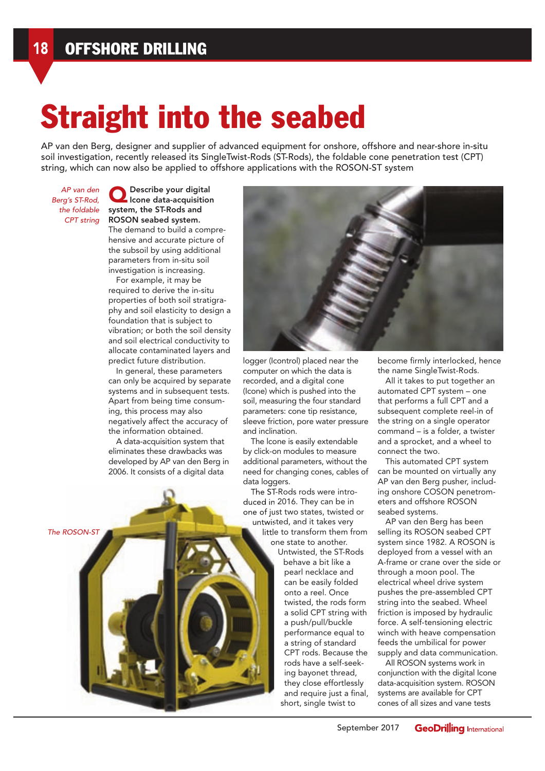# Straight into the seabed

AP van den Berg, designer and supplier of advanced equipment for onshore, offshore and near-shore in-situ soil investigation, recently released its SingleTwist-Rods (ST-Rods), the foldable cone penetration test (CPT) string, which can now also be applied to offshore applications with the ROSON-ST system

*AP van den Berg's ST-Rod, the foldable CPT string*

*The ROSON-ST*

**Q Describe your digital Icone data-acquisition system, the ST-Rods and ROSON seabed system.**

The demand to build a comprehensive and accurate picture of the subsoil by using additional parameters from in-situ soil investigation is increasing.

For example, it may be required to derive the in-situ properties of both soil stratigraphy and soil elasticity to design a foundation that is subject to vibration; or both the soil density and soil electrical conductivity to allocate contaminated layers and predict future distribution.

In general, these parameters can only be acquired by separate systems and in subsequent tests. Apart from being time consuming, this process may also negatively affect the accuracy of the information obtained.

A data-acquisition system that eliminates these drawbacks was developed by AP van den Berg in 2006. It consists of a digital data logger (Icontrol) placed near the computer on which the data is recorded, and a digital cone (Icone) which is pushed into the soil, measuring the four standard parameters: cone tip resistance, sleeve friction, pore water pressure and inclination.

The Icone is easily extendable by click-on modules to measure additional parameters, without the need for changing cones, cables of data loggers.

The ST-Rods rods were introduced in 2016. They can be in one of just two states, twisted or untwisted, and it takes very little to transform them from one state to another.

Untwisted, the ST-Rods behave a bit like a pearl necklace and can be easily folded onto a reel. Once twisted, the rods form a solid CPT string with a push/pull/buckle performance equal to a string of standard CPT rods. Because the rods have a self-seeking bayonet thread, they close effortlessly and require just a final, short, single twist to become firmly interlocked, hence the name SingleTwist-Rods.

All it takes to put together an automated CPT system – one that performs a full CPT and a subsequent complete reel-in of the string on a single operator command – is a folder, a twister and a sprocket, and a wheel to connect the two.

This automated CPT system can be mounted on virtually any AP van den Berg pusher, including onshore COSON penetrometers and offshore ROSON seabed systems.

AP van den Berg has been selling its ROSON seabed CPT system since 1982. A ROSON is deployed from a vessel with an A-frame or crane over the side or through a moon pool. The electrical wheel drive system pushes the pre-assembled CPT string into the seabed. Wheel friction is imposed by hydraulic force. A self-tensioning electric winch with heave compensation feeds the umbilical for power supply and data communication.

All ROSON systems work in conjunction with the digital Icone data-acquisition system. ROSON systems are available for CPT cones of all sizes and vane tests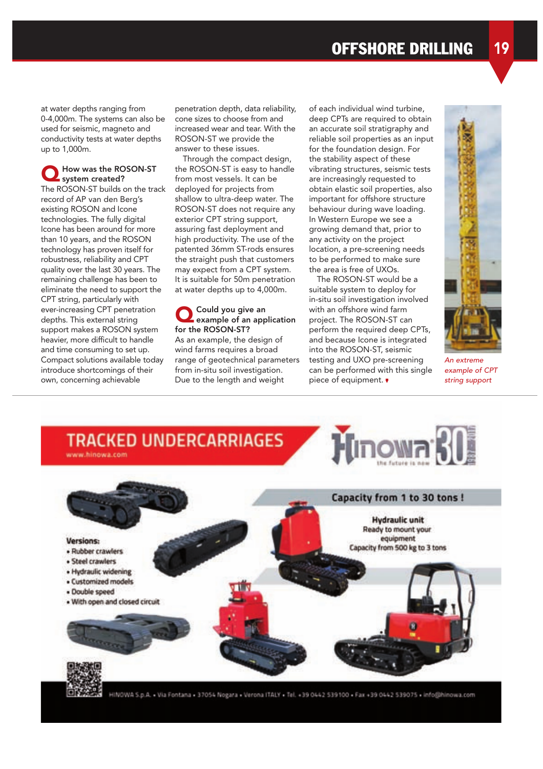at water depths ranging from 0-4,000m. The systems can also be used for seismic, magneto and conductivity tests at water depths up to 1,000m.

**Q How was the ROSON-ST system created?**

The ROSON-ST builds on the track record of AP van den Berg's existing ROSON and Icone technologies. The fully digital Icone has been around for more than 10 years, and the ROSON technology has proven itself for robustness, reliability and CPT quality over the last 30 years. The remaining challenge has been to eliminate the need to support the CPT string, particularly with ever-increasing CPT penetration depths. This external string support makes a ROSON system heavier, more difficult to handle and time consuming to set up. Compact solutions available today introduce shortcomings of their own, concerning achievable penetration depth, data reliability, cone sizes to choose from and increased wear and tear. With the ROSON-ST we provide the answer to these issues.

Through the compact design, the ROSON-ST is easy to handle from most vessels. It can be deployed for projects from shallow to ultra-deep water. The ROSON-ST does not require any exterior CPT string support, assuring fast deployment and high productivity. The use of the patented 36mm ST-rods ensures the straight push that customers may expect from a CPT system. It is suitable for 50m penetration at water depths up to 4,000m.

**Q Could you give an example of an application for the ROSON-ST?**

As an example, the design of wind farms requires a broad range of geotechnical parameters from in-situ soil investigation. Due to the length and weight of each individual wind turbine, deep CPTs are required to obtain an accurate soil stratigraphy and reliable soil properties as an input for the foundation design. For the stability aspect of these vibrating structures, seismic tests are increasingly requested to obtain elastic soil properties, also important for offshore structure behaviour during wave loading. In Western Europe we see a growing demand that, prior to any activity on the project location, a pre-screening needs to be performed to make sure the area is free of UXOs.

The ROSON-ST would be a suitable system to deploy for in-situ soil investigation involved with an offshore wind farm project. The ROSON-ST can perform the required deep CPTs, and because Icone is integrated into the ROSON-ST, seismic testing and UXO pre-screening can be performed with this single piece of equipment.

*An extreme example of CPT string support*

TRACKED UNDERCARRIAGES
www.hinowa.com

Hinowa 30 — the future is now

Capacity from 1 to 30 tons !

Hydraulic unit
Ready to mount your equipment
Capacity from 500 kg to 3 tons

Versions:
- Rubber crawlers
- Steel crawlers
- Hydraulic widening
- Customized models
- Double speed
- With open and closed circuit

HINOWA S.p.A. • Via Fontana • 37054 Nogara • Verona ITALY • Tel. +39 0442 539100 • Fax +39 0442 539075 • info@hinowa.com